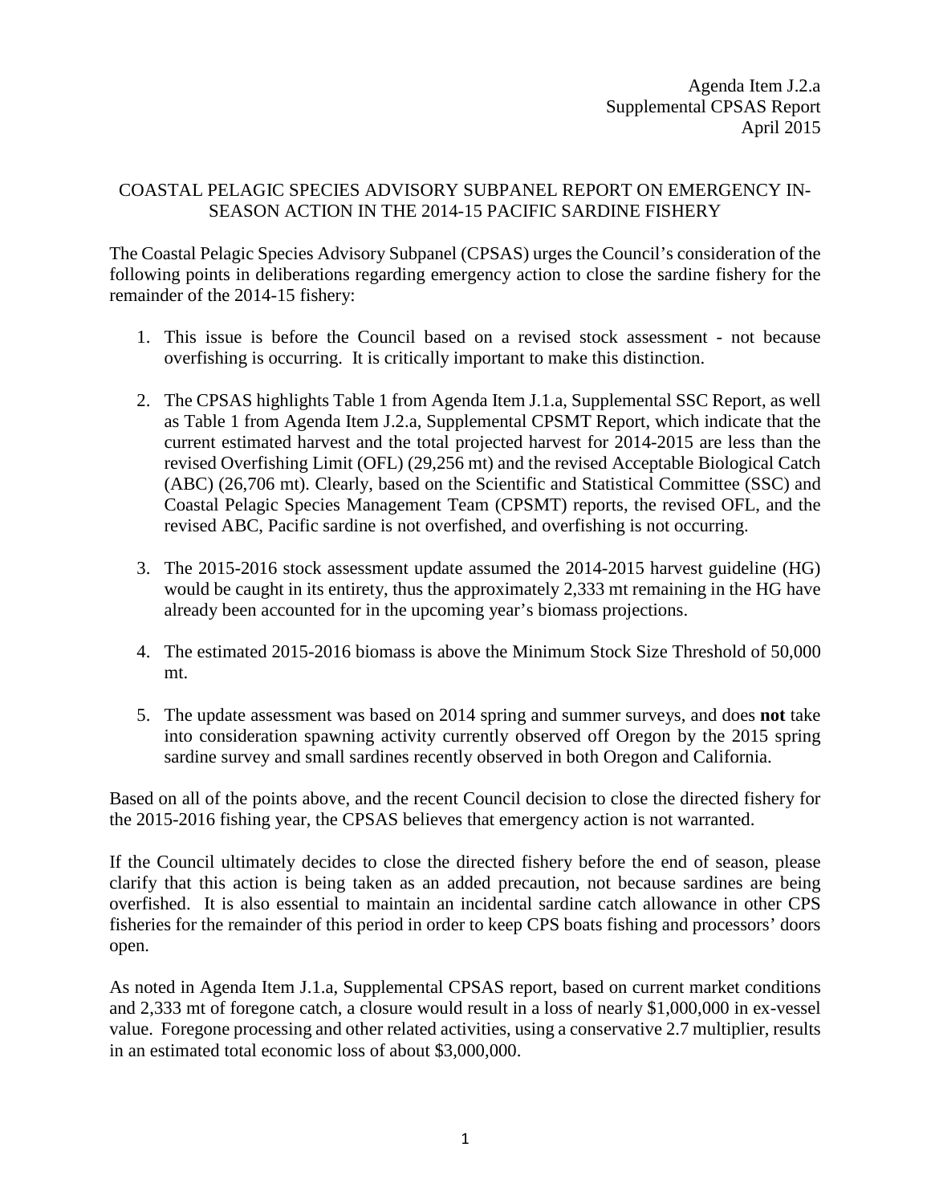Agenda Item J.2.a
Supplemental CPSAS Report
April 2015

# COASTAL PELAGIC SPECIES ADVISORY SUBPANEL REPORT ON EMERGENCY IN-SEASON ACTION IN THE 2014-15 PACIFIC SARDINE FISHERY

The Coastal Pelagic Species Advisory Subpanel (CPSAS) urges the Council's consideration of the following points in deliberations regarding emergency action to close the sardine fishery for the remainder of the 2014-15 fishery:

1. This issue is before the Council based on a revised stock assessment - not because overfishing is occurring. It is critically important to make this distinction.

2. The CPSAS highlights Table 1 from Agenda Item J.1.a, Supplemental SSC Report, as well as Table 1 from Agenda Item J.2.a, Supplemental CPSMT Report, which indicate that the current estimated harvest and the total projected harvest for 2014-2015 are less than the revised Overfishing Limit (OFL) (29,256 mt) and the revised Acceptable Biological Catch (ABC) (26,706 mt). Clearly, based on the Scientific and Statistical Committee (SSC) and Coastal Pelagic Species Management Team (CPSMT) reports, the revised OFL, and the revised ABC, Pacific sardine is not overfished, and overfishing is not occurring.

3. The 2015-2016 stock assessment update assumed the 2014-2015 harvest guideline (HG) would be caught in its entirety, thus the approximately 2,333 mt remaining in the HG have already been accounted for in the upcoming year's biomass projections.

4. The estimated 2015-2016 biomass is above the Minimum Stock Size Threshold of 50,000 mt.

5. The update assessment was based on 2014 spring and summer surveys, and does **not** take into consideration spawning activity currently observed off Oregon by the 2015 spring sardine survey and small sardines recently observed in both Oregon and California.

Based on all of the points above, and the recent Council decision to close the directed fishery for the 2015-2016 fishing year, the CPSAS believes that emergency action is not warranted.

If the Council ultimately decides to close the directed fishery before the end of season, please clarify that this action is being taken as an added precaution, not because sardines are being overfished. It is also essential to maintain an incidental sardine catch allowance in other CPS fisheries for the remainder of this period in order to keep CPS boats fishing and processors' doors open.

As noted in Agenda Item J.1.a, Supplemental CPSAS report, based on current market conditions and 2,333 mt of foregone catch, a closure would result in a loss of nearly $1,000,000 in ex-vessel value. Foregone processing and other related activities, using a conservative 2.7 multiplier, results in an estimated total economic loss of about $3,000,000.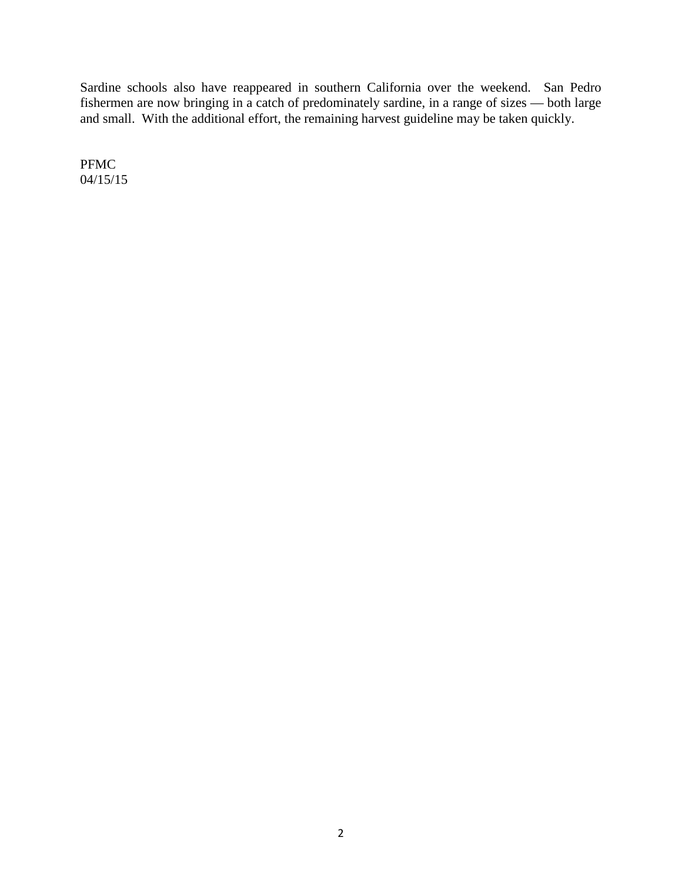Sardine schools also have reappeared in southern California over the weekend. San Pedro fishermen are now bringing in a catch of predominately sardine, in a range of sizes — both large and small. With the additional effort, the remaining harvest guideline may be taken quickly.

PFMC
04/15/15